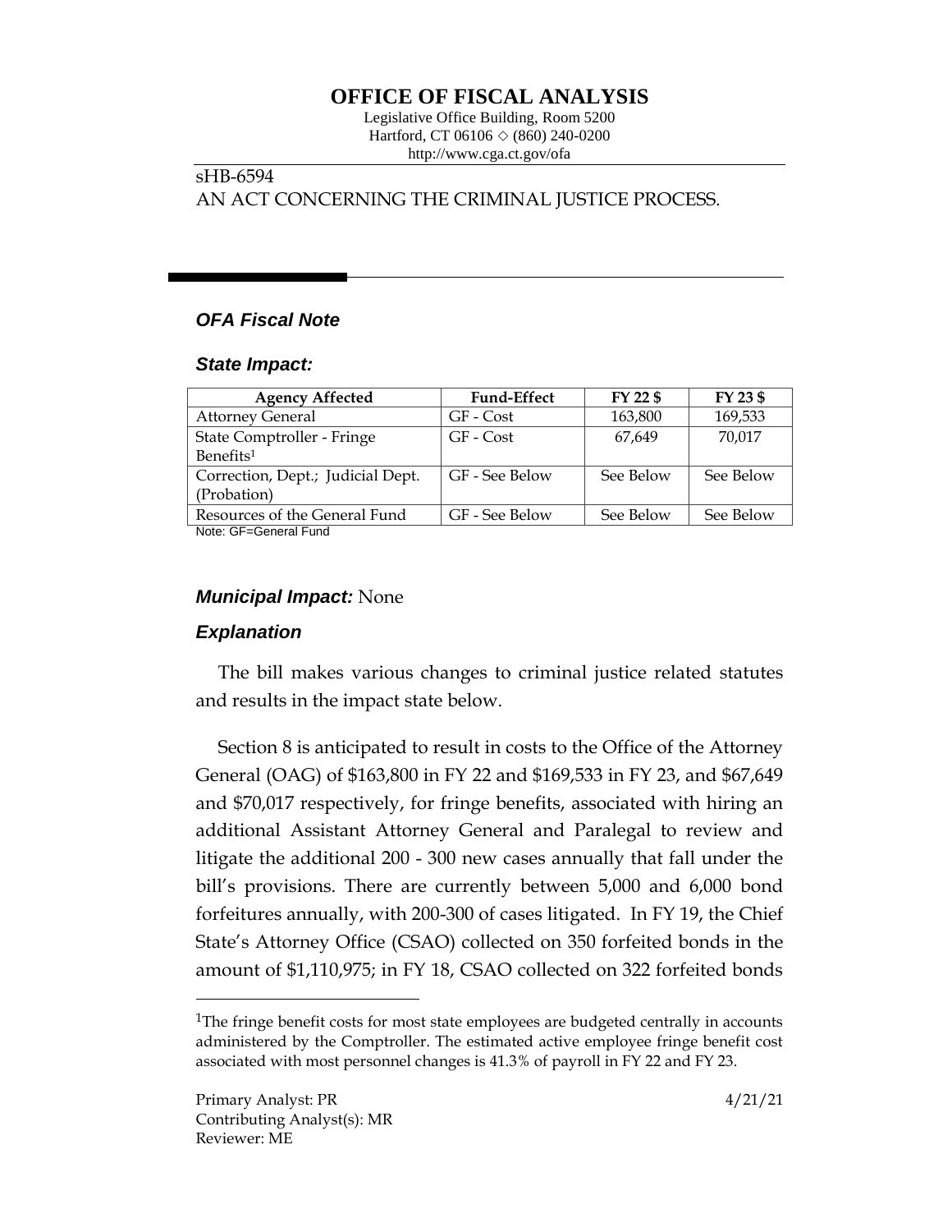# OFFICE OF FISCAL ANALYSIS

Legislative Office Building, Room 5200
Hartford, CT 06106 ◇ (860) 240-0200
http://www.cga.ct.gov/ofa

sHB-6594
AN ACT CONCERNING THE CRIMINAL JUSTICE PROCESS.

## *OFA Fiscal Note*

### *State Impact:*

| Agency Affected | Fund-Effect | FY 22 $ | FY 23 $ |
|---|---|---|---|
| Attorney General | GF - Cost | 163,800 | 169,533 |
| State Comptroller - Fringe Benefits[1] | GF - Cost | 67,649 | 70,017 |
| Correction, Dept.; Judicial Dept. (Probation) | GF - See Below | See Below | See Below |
| Resources of the General Fund | GF - See Below | See Below | See Below |

Note: GF=General Fund

### *Municipal Impact:* None

### *Explanation*

The bill makes various changes to criminal justice related statutes and results in the impact state below.

Section 8 is anticipated to result in costs to the Office of the Attorney General (OAG) of $163,800 in FY 22 and $169,533 in FY 23, and $67,649 and $70,017 respectively, for fringe benefits, associated with hiring an additional Assistant Attorney General and Paralegal to review and litigate the additional 200 - 300 new cases annually that fall under the bill's provisions. There are currently between 5,000 and 6,000 bond forfeitures annually, with 200-300 of cases litigated. In FY 19, the Chief State's Attorney Office (CSAO) collected on 350 forfeited bonds in the amount of $1,110,975; in FY 18, CSAO collected on 322 forfeited bonds

[1]The fringe benefit costs for most state employees are budgeted centrally in accounts administered by the Comptroller. The estimated active employee fringe benefit cost associated with most personnel changes is 41.3% of payroll in FY 22 and FY 23.

Primary Analyst: PR
Contributing Analyst(s): MR
Reviewer: ME

4/21/21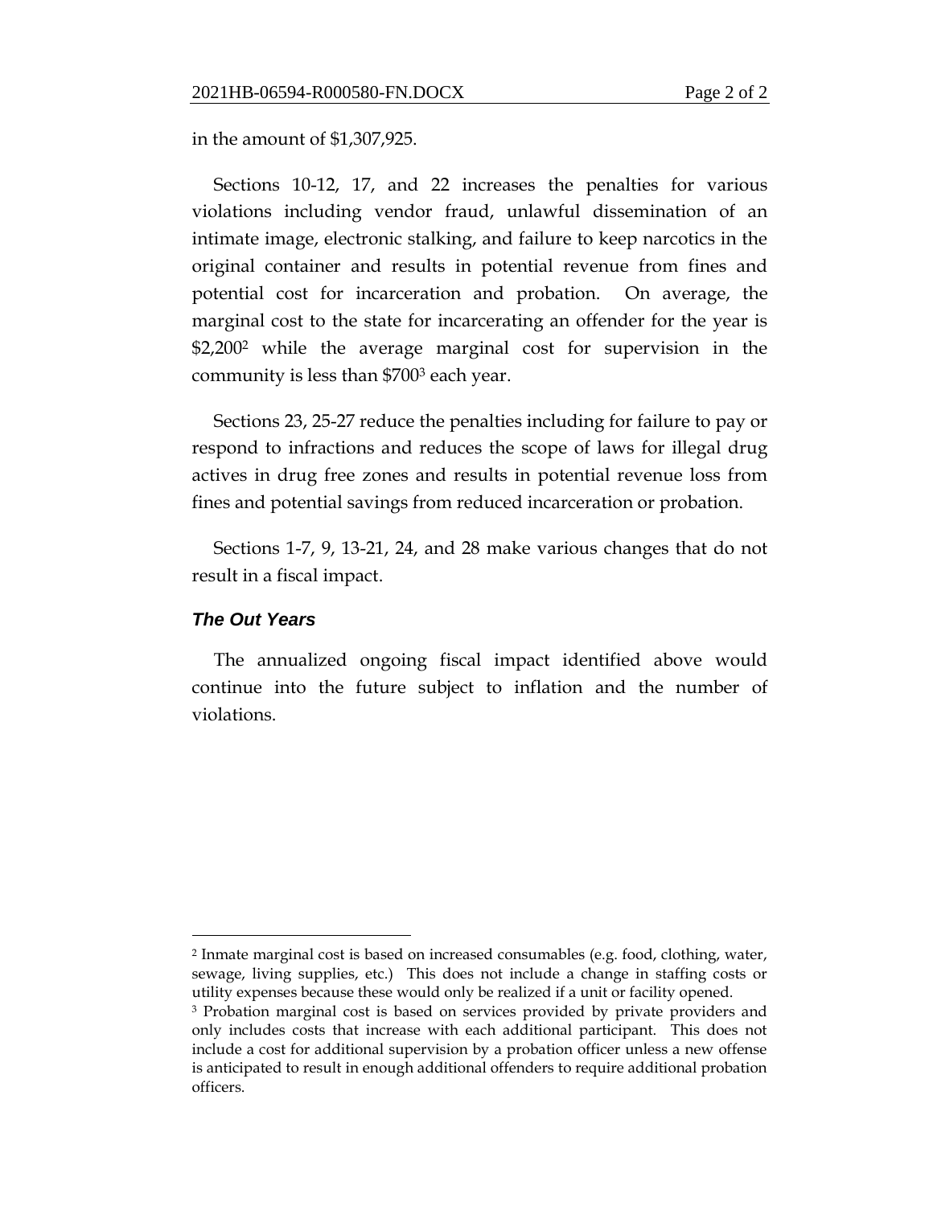in the amount of $1,307,925.

Sections 10-12, 17, and 22 increases the penalties for various violations including vendor fraud, unlawful dissemination of an intimate image, electronic stalking, and failure to keep narcotics in the original container and results in potential revenue from fines and potential cost for incarceration and probation. On average, the marginal cost to the state for incarcerating an offender for the year is $2,200[2] while the average marginal cost for supervision in the community is less than $700[3] each year.

Sections 23, 25-27 reduce the penalties including for failure to pay or respond to infractions and reduces the scope of laws for illegal drug actives in drug free zones and results in potential revenue loss from fines and potential savings from reduced incarceration or probation.

Sections 1-7, 9, 13-21, 24, and 28 make various changes that do not result in a fiscal impact.

### *The Out Years*

The annualized ongoing fiscal impact identified above would continue into the future subject to inflation and the number of violations.

---

[2] Inmate marginal cost is based on increased consumables (e.g. food, clothing, water, sewage, living supplies, etc.) This does not include a change in staffing costs or utility expenses because these would only be realized if a unit or facility opened.

[3] Probation marginal cost is based on services provided by private providers and only includes costs that increase with each additional participant. This does not include a cost for additional supervision by a probation officer unless a new offense is anticipated to result in enough additional offenders to require additional probation officers.